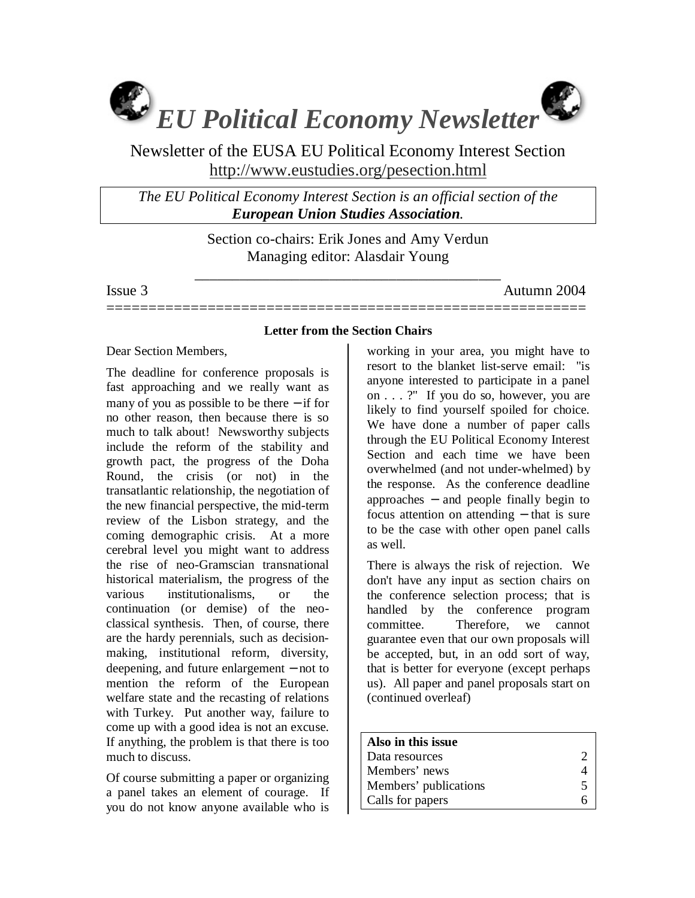# EU Political Economy Newsletter

Newsletter of the EUSA EU Political Economy Interest Section
http://www.eustudies.org/pesection.html

*The EU Political Economy Interest Section is an official section of the* ***European Union Studies Association****.*

Section co-chairs: Erik Jones and Amy Verdun
Managing editor: Alasdair Young

Issue 3 — Autumn 2004

## Letter from the Section Chairs

Dear Section Members,

The deadline for conference proposals is fast approaching and we really want as many of you as possible to be there – if for no other reason, then because there is so much to talk about! Newsworthy subjects include the reform of the stability and growth pact, the progress of the Doha Round, the crisis (or not) in the transatlantic relationship, the negotiation of the new financial perspective, the mid-term review of the Lisbon strategy, and the coming demographic crisis. At a more cerebral level you might want to address the rise of neo-Gramscian transnational historical materialism, the progress of the various institutionalisms, or the continuation (or demise) of the neo-classical synthesis. Then, of course, there are the hardy perennials, such as decision-making, institutional reform, diversity, deepening, and future enlargement – not to mention the reform of the European welfare state and the recasting of relations with Turkey. Put another way, failure to come up with a good idea is not an excuse. If anything, the problem is that there is too much to discuss.

Of course submitting a paper or organizing a panel takes an element of courage. If you do not know anyone available who is working in your area, you might have to resort to the blanket list-serve email: "is anyone interested to participate in a panel on . . . ?" If you do so, however, you are likely to find yourself spoiled for choice. We have done a number of paper calls through the EU Political Economy Interest Section and each time we have been overwhelmed (and not under-whelmed) by the response. As the conference deadline approaches – and people finally begin to focus attention on attending – that is sure to be the case with other open panel calls as well.

There is always the risk of rejection. We don't have any input as section chairs on the conference selection process; that is handled by the conference program committee. Therefore, we cannot guarantee even that our own proposals will be accepted, but, in an odd sort of way, that is better for everyone (except perhaps us). All paper and panel proposals start on (continued overleaf)

| Also in this issue | |
|---|---|
| Data resources | 2 |
| Members' news | 4 |
| Members' publications | 5 |
| Calls for papers | 6 |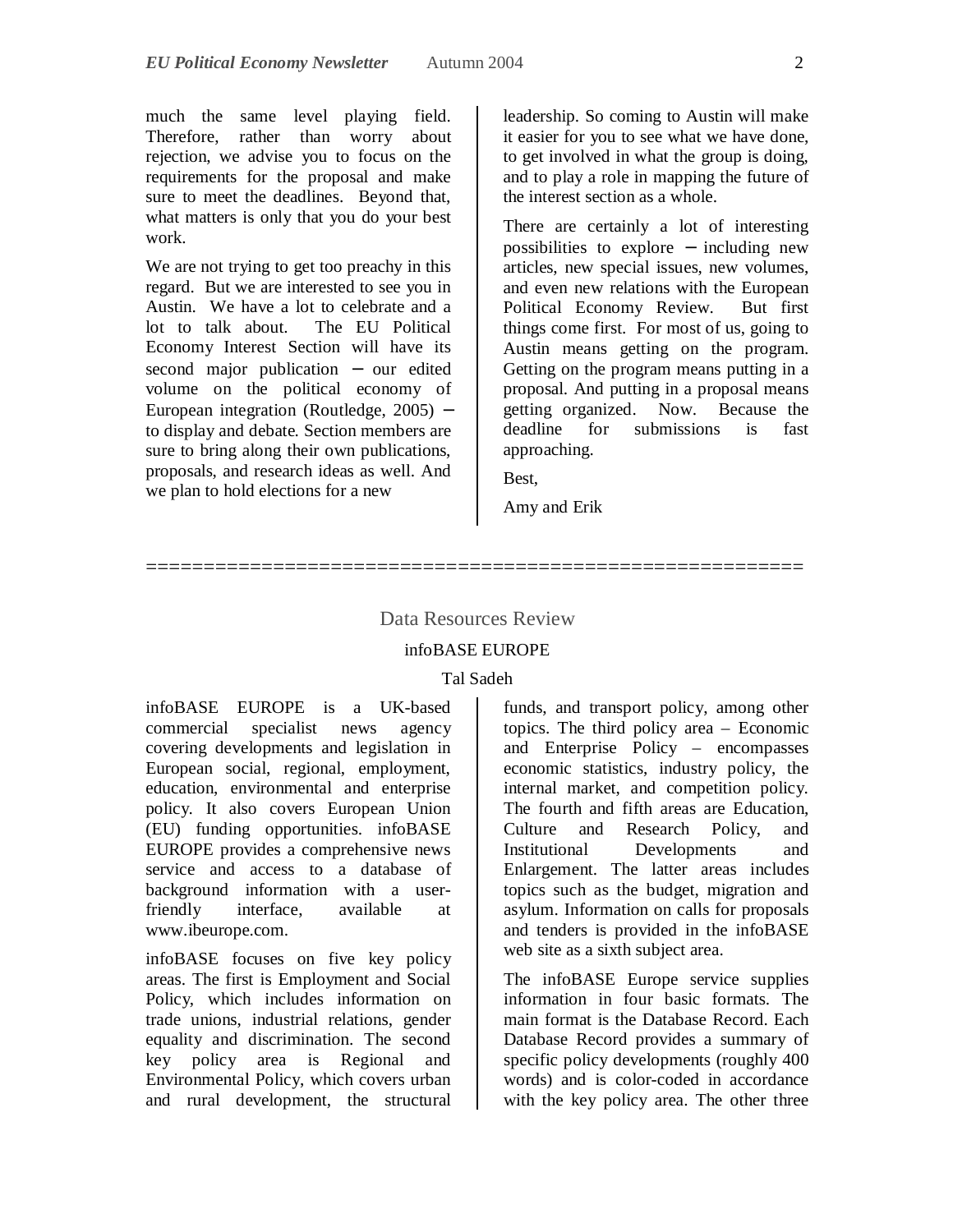much the same level playing field. Therefore, rather than worry about rejection, we advise you to focus on the requirements for the proposal and make sure to meet the deadlines. Beyond that, what matters is only that you do your best work.

We are not trying to get too preachy in this regard. But we are interested to see you in Austin. We have a lot to celebrate and a lot to talk about. The EU Political Economy Interest Section will have its second major publication – our edited volume on the political economy of European integration (Routledge, 2005) – to display and debate. Section members are sure to bring along their own publications, proposals, and research ideas as well. And we plan to hold elections for a new leadership. So coming to Austin will make it easier for you to see what we have done, to get involved in what the group is doing, and to play a role in mapping the future of the interest section as a whole.

There are certainly a lot of interesting possibilities to explore – including new articles, new special issues, new volumes, and even new relations with the European Political Economy Review. But first things come first. For most of us, going to Austin means getting on the program. Getting on the program means putting in a proposal. And putting in a proposal means getting organized. Now. Because the deadline for submissions is fast approaching.

Best,

Amy and Erik

=======================================================

## Data Resources Review

### infoBASE EUROPE

Tal Sadeh

infoBASE EUROPE is a UK-based commercial specialist news agency covering developments and legislation in European social, regional, employment, education, environmental and enterprise policy. It also covers European Union (EU) funding opportunities. infoBASE EUROPE provides a comprehensive news service and access to a database of background information with a user-friendly interface, available at www.ibeurope.com.

infoBASE focuses on five key policy areas. The first is Employment and Social Policy, which includes information on trade unions, industrial relations, gender equality and discrimination. The second key policy area is Regional and Environmental Policy, which covers urban and rural development, the structural funds, and transport policy, among other topics. The third policy area – Economic and Enterprise Policy – encompasses economic statistics, industry policy, the internal market, and competition policy. The fourth and fifth areas are Education, Culture and Research Policy, and Institutional Developments and Enlargement. The latter areas includes topics such as the budget, migration and asylum. Information on calls for proposals and tenders is provided in the infoBASE web site as a sixth subject area.

The infoBASE Europe service supplies information in four basic formats. The main format is the Database Record. Each Database Record provides a summary of specific policy developments (roughly 400 words) and is color-coded in accordance with the key policy area. The other three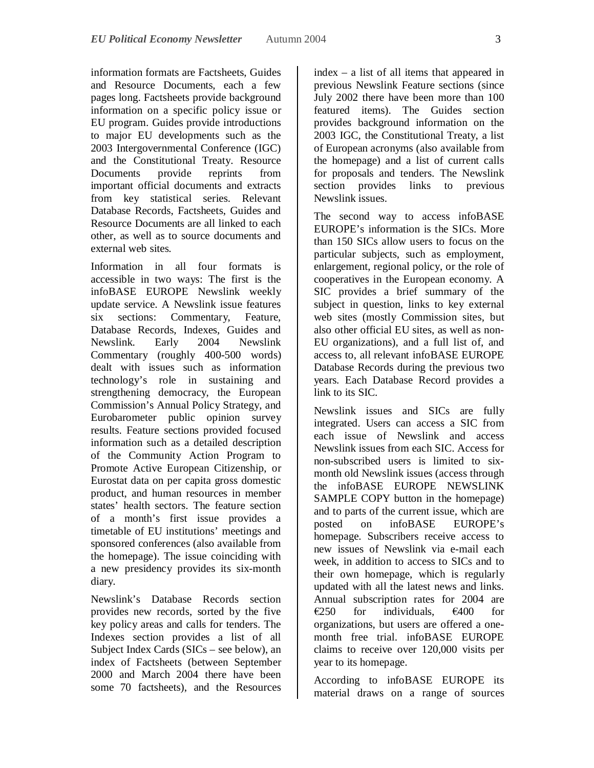information formats are Factsheets, Guides and Resource Documents, each a few pages long. Factsheets provide background information on a specific policy issue or EU program. Guides provide introductions to major EU developments such as the 2003 Intergovernmental Conference (IGC) and the Constitutional Treaty. Resource Documents provide reprints from important official documents and extracts from key statistical series. Relevant Database Records, Factsheets, Guides and Resource Documents are all linked to each other, as well as to source documents and external web sites.

Information in all four formats is accessible in two ways: The first is the infoBASE EUROPE Newslink weekly update service. A Newslink issue features six sections: Commentary, Feature, Database Records, Indexes, Guides and Newslink. Early 2004 Newslink Commentary (roughly 400-500 words) dealt with issues such as information technology's role in sustaining and strengthening democracy, the European Commission's Annual Policy Strategy, and Eurobarometer public opinion survey results. Feature sections provided focused information such as a detailed description of the Community Action Program to Promote Active European Citizenship, or Eurostat data on per capita gross domestic product, and human resources in member states' health sectors. The feature section of a month's first issue provides a timetable of EU institutions' meetings and sponsored conferences (also available from the homepage). The issue coinciding with a new presidency provides its six-month diary.

Newslink's Database Records section provides new records, sorted by the five key policy areas and calls for tenders. The Indexes section provides a list of all Subject Index Cards (SICs – see below), an index of Factsheets (between September 2000 and March 2004 there have been some 70 factsheets), and the Resources index – a list of all items that appeared in previous Newslink Feature sections (since July 2002 there have been more than 100 featured items). The Guides section provides background information on the 2003 IGC, the Constitutional Treaty, a list of European acronyms (also available from the homepage) and a list of current calls for proposals and tenders. The Newslink section provides links to previous Newslink issues.

The second way to access infoBASE EUROPE's information is the SICs. More than 150 SICs allow users to focus on the particular subjects, such as employment, enlargement, regional policy, or the role of cooperatives in the European economy. A SIC provides a brief summary of the subject in question, links to key external web sites (mostly Commission sites, but also other official EU sites, as well as non-EU organizations), and a full list of, and access to, all relevant infoBASE EUROPE Database Records during the previous two years. Each Database Record provides a link to its SIC.

Newslink issues and SICs are fully integrated. Users can access a SIC from each issue of Newslink and access Newslink issues from each SIC. Access for non-subscribed users is limited to six-month old Newslink issues (access through the infoBASE EUROPE NEWSLINK SAMPLE COPY button in the homepage) and to parts of the current issue, which are posted on infoBASE EUROPE's homepage. Subscribers receive access to new issues of Newslink via e-mail each week, in addition to access to SICs and to their own homepage, which is regularly updated with all the latest news and links. Annual subscription rates for 2004 are €250 for individuals, €400 for organizations, but users are offered a one-month free trial. infoBASE EUROPE claims to receive over 120,000 visits per year to its homepage.

According to infoBASE EUROPE its material draws on a range of sources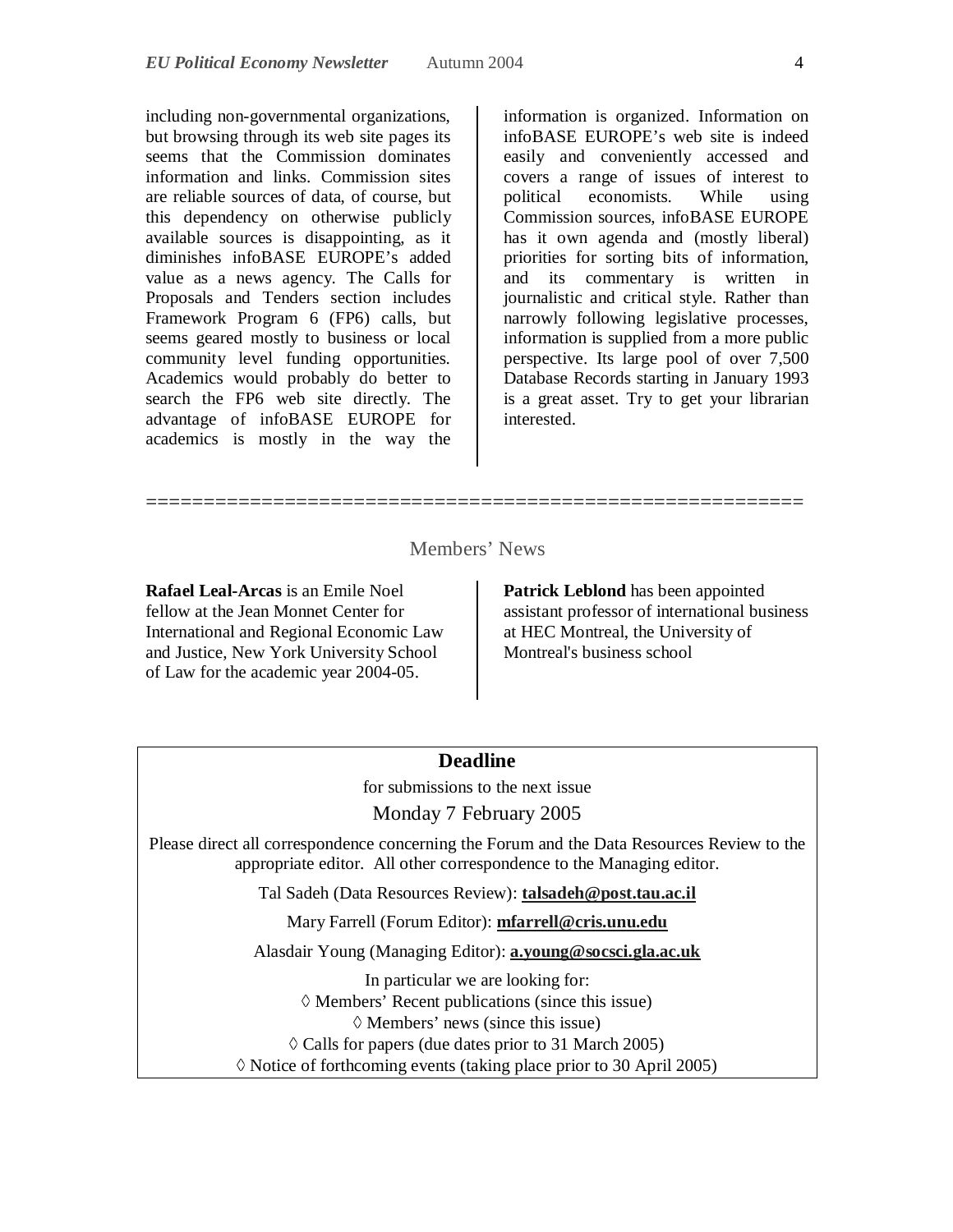including non-governmental organizations, but browsing through its web site pages its seems that the Commission dominates information and links. Commission sites are reliable sources of data, of course, but this dependency on otherwise publicly available sources is disappointing, as it diminishes infoBASE EUROPE's added value as a news agency. The Calls for Proposals and Tenders section includes Framework Program 6 (FP6) calls, but seems geared mostly to business or local community level funding opportunities. Academics would probably do better to search the FP6 web site directly. The advantage of infoBASE EUROPE for academics is mostly in the way the information is organized. Information on infoBASE EUROPE's web site is indeed easily and conveniently accessed and covers a range of issues of interest to political economists. While using Commission sources, infoBASE EUROPE has it own agenda and (mostly liberal) priorities for sorting bits of information, and its commentary is written in journalistic and critical style. Rather than narrowly following legislative processes, information is supplied from a more public perspective. Its large pool of over 7,500 Database Records starting in January 1993 is a great asset. Try to get your librarian interested.

=========================================================

## Members' News

**Rafael Leal-Arcas** is an Emile Noel fellow at the Jean Monnet Center for International and Regional Economic Law and Justice, New York University School of Law for the academic year 2004-05.

**Patrick Leblond** has been appointed assistant professor of international business at HEC Montreal, the University of Montreal's business school

**Deadline**

for submissions to the next issue

Monday 7 February 2005

Please direct all correspondence concerning the Forum and the Data Resources Review to the appropriate editor. All other correspondence to the Managing editor.

Tal Sadeh (Data Resources Review): **talsadeh@post.tau.ac.il**

Mary Farrell (Forum Editor): **mfarrell@cris.unu.edu**

Alasdair Young (Managing Editor): **a.young@socsci.gla.ac.uk**

In particular we are looking for:

◊ Members' Recent publications (since this issue)

◊ Members' news (since this issue)

◊ Calls for papers (due dates prior to 31 March 2005)

◊ Notice of forthcoming events (taking place prior to 30 April 2005)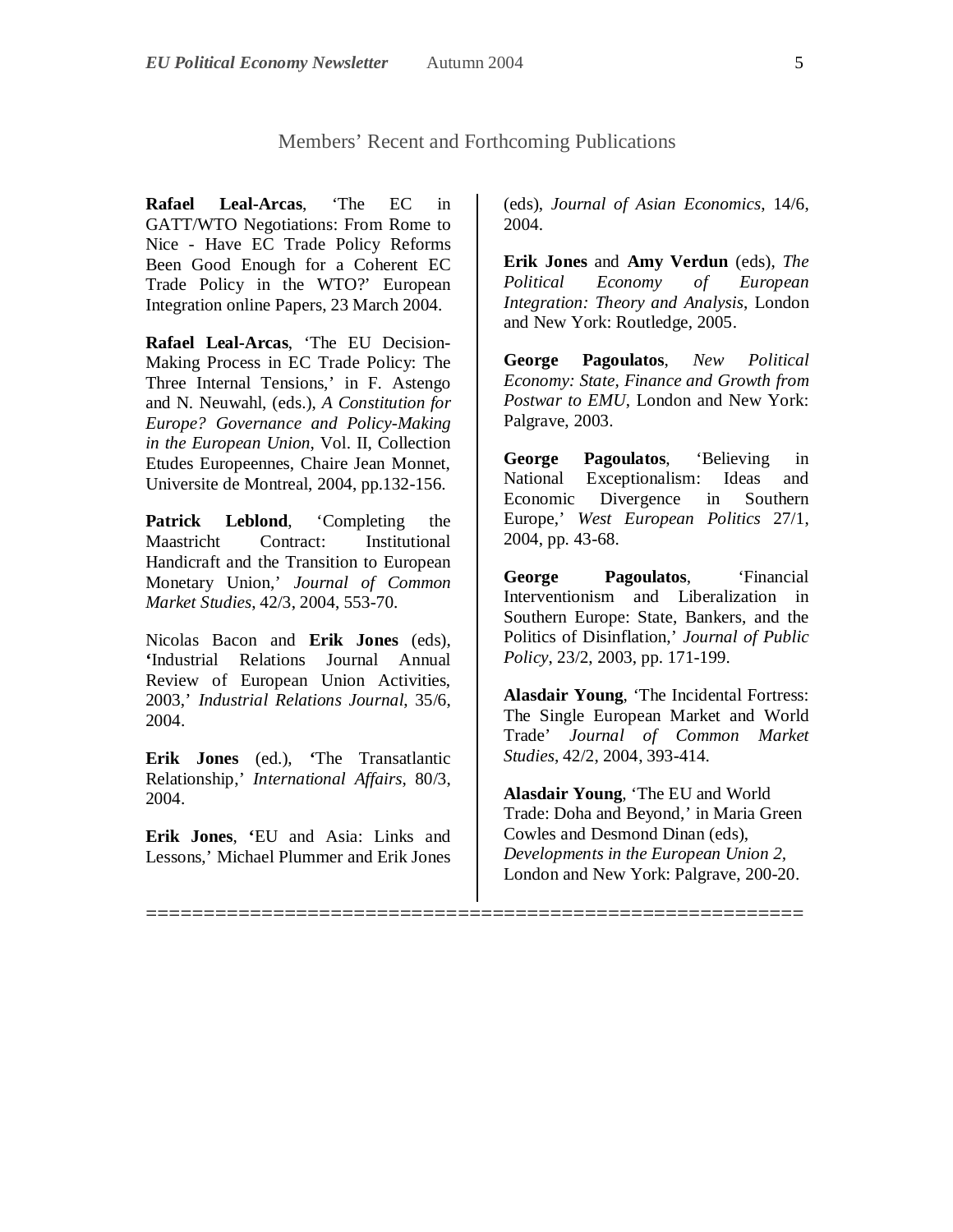## Members' Recent and Forthcoming Publications

**Rafael Leal-Arcas**, 'The EC in GATT/WTO Negotiations: From Rome to Nice - Have EC Trade Policy Reforms Been Good Enough for a Coherent EC Trade Policy in the WTO?' European Integration online Papers, 23 March 2004.

**Rafael Leal-Arcas**, 'The EU Decision-Making Process in EC Trade Policy: The Three Internal Tensions,' in F. Astengo and N. Neuwahl, (eds.), *A Constitution for Europe? Governance and Policy-Making in the European Union*, Vol. II, Collection Etudes Europeennes, Chaire Jean Monnet, Universite de Montreal, 2004, pp.132-156.

**Patrick Leblond**, 'Completing the Maastricht Contract: Institutional Handicraft and the Transition to European Monetary Union,' *Journal of Common Market Studies*, 42/3, 2004, 553-70.

Nicolas Bacon and **Erik Jones** (eds), **'**Industrial Relations Journal Annual Review of European Union Activities, 2003,' *Industrial Relations Journal*, 35/6, 2004.

**Erik Jones** (ed.), **'**The Transatlantic Relationship,' *International Affairs*, 80/3, 2004.

**Erik Jones**, **'**EU and Asia: Links and Lessons,' Michael Plummer and Erik Jones (eds), *Journal of Asian Economics*, 14/6, 2004.

**Erik Jones** and **Amy Verdun** (eds), *The Political Economy of European Integration: Theory and Analysis*, London and New York: Routledge, 2005.

**George Pagoulatos**, *New Political Economy: State, Finance and Growth from Postwar to EMU*, London and New York: Palgrave, 2003.

**George Pagoulatos**, 'Believing in National Exceptionalism: Ideas and Economic Divergence in Southern Europe,' *West European Politics* 27/1, 2004, pp. 43-68.

**George Pagoulatos**, 'Financial Interventionism and Liberalization in Southern Europe: State, Bankers, and the Politics of Disinflation,' *Journal of Public Policy*, 23/2, 2003, pp. 171-199.

**Alasdair Young**, 'The Incidental Fortress: The Single European Market and World Trade' *Journal of Common Market Studies*, 42/2, 2004, 393-414.

**Alasdair Young**, 'The EU and World Trade: Doha and Beyond,' in Maria Green Cowles and Desmond Dinan (eds), *Developments in the European Union 2*, London and New York: Palgrave, 200-20.

========================================================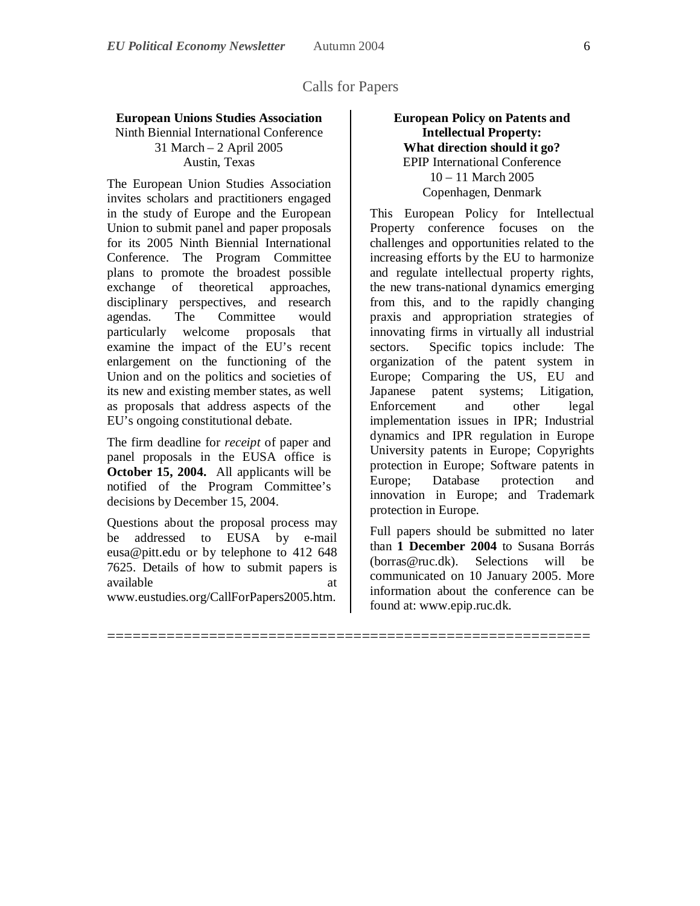## Calls for Papers

**European Unions Studies Association**
Ninth Biennial International Conference
31 March – 2 April 2005
Austin, Texas

The European Union Studies Association invites scholars and practitioners engaged in the study of Europe and the European Union to submit panel and paper proposals for its 2005 Ninth Biennial International Conference. The Program Committee plans to promote the broadest possible exchange of theoretical approaches, disciplinary perspectives, and research agendas. The Committee would particularly welcome proposals that examine the impact of the EU's recent enlargement on the functioning of the Union and on the politics and societies of its new and existing member states, as well as proposals that address aspects of the EU's ongoing constitutional debate.

The firm deadline for *receipt* of paper and panel proposals in the EUSA office is **October 15, 2004.** All applicants will be notified of the Program Committee's decisions by December 15, 2004.

Questions about the proposal process may be addressed to EUSA by e-mail eusa@pitt.edu or by telephone to 412 648 7625. Details of how to submit papers is available at www.eustudies.org/CallForPapers2005.htm.

**European Policy on Patents and Intellectual Property: What direction should it go?**
EPIP International Conference
10 – 11 March 2005
Copenhagen, Denmark

This European Policy for Intellectual Property conference focuses on the challenges and opportunities related to the increasing efforts by the EU to harmonize and regulate intellectual property rights, the new trans-national dynamics emerging from this, and to the rapidly changing praxis and appropriation strategies of innovating firms in virtually all industrial sectors. Specific topics include: The organization of the patent system in Europe; Comparing the US, EU and Japanese patent systems; Litigation, Enforcement and other legal implementation issues in IPR; Industrial dynamics and IPR regulation in Europe University patents in Europe; Copyrights protection in Europe; Software patents in Europe; Database protection and innovation in Europe; and Trademark protection in Europe.

Full papers should be submitted no later than **1 December 2004** to Susana Borrás (borras@ruc.dk). Selections will be communicated on 10 January 2005. More information about the conference can be found at: www.epip.ruc.dk.

===========================================================